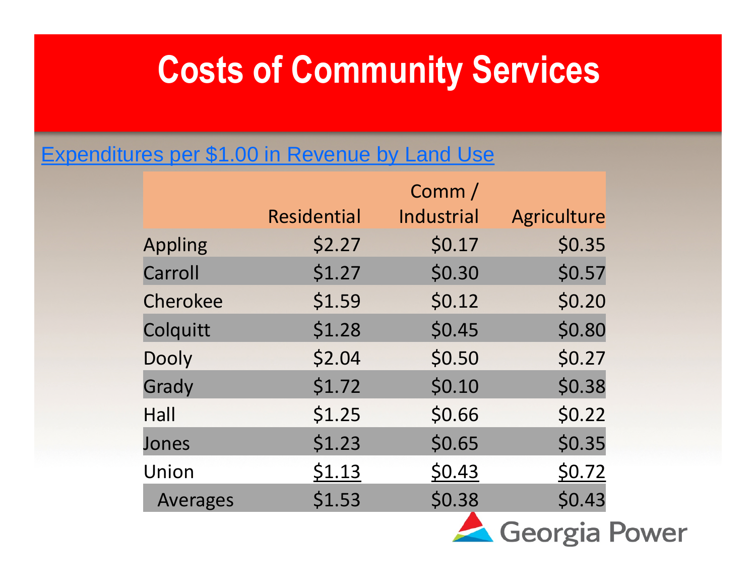# Costs of Community Services

Expenditures per $1.00 in Revenue by Land Use

| | Residential | Comm / Industrial | Agriculture |
|---|---|---|---|
| Appling | $2.27 | $0.17 | $0.35 |
| Carroll | $1.27 | $0.30 | $0.57 |
| Cherokee | $1.59 | $0.12 | $0.20 |
| Colquitt | $1.28 | $0.45 | $0.80 |
| Dooly | $2.04 | $0.50 | $0.27 |
| Grady | $1.72 | $0.10 | $0.38 |
| Hall | $1.25 | $0.66 | $0.22 |
| Jones | $1.23 | $0.65 | $0.35 |
| Union | $1.13 | $0.43 | $0.72 |
| Averages | $1.53 | $0.38 | $0.43 |

Georgia Power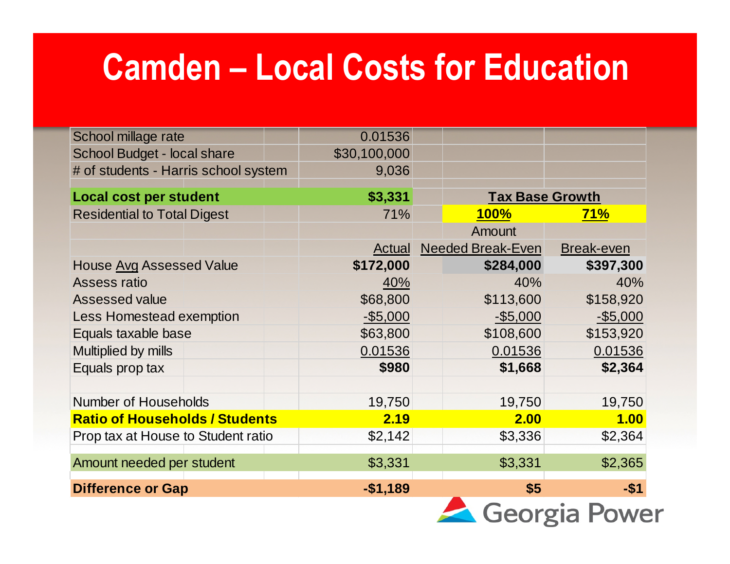# Camden – Local Costs for Education

| | | | |
|---|---|---|---|
| School millage rate | 0.01536 | | |
| School Budget - local share | $30,100,000 | | |
| # of students - Harris school system | 9,036 | | |
| | | | |
| **Local cost per student** | **$3,331** | **Tax Base Growth** | |
| Residential to Total Digest | 71% | **100%** | **71%** |
| | | Amount | |
| | Actual | Needed Break-Even | Break-even |
| House Avg Assessed Value | **$172,000** | **$284,000** | **$397,300** |
| Assess ratio | 40% | 40% | 40% |
| Assessed value | $68,800 | $113,600 | $158,920 |
| Less Homestead exemption | -$5,000 | -$5,000 | -$5,000 |
| Equals taxable base | $63,800 | $108,600 | $153,920 |
| Multiplied by mills | 0.01536 | 0.01536 | 0.01536 |
| Equals prop tax | **$980** | **$1,668** | **$2,364** |
| | | | |
| Number of Households | 19,750 | 19,750 | 19,750 |
| **Ratio of Households / Students** | **2.19** | **2.00** | **1.00** |
| Prop tax at House to Student ratio | $2,142 | $3,336 | $2,364 |
| | | | |
| Amount needed per student | $3,331 | $3,331 | $2,365 |
| | | | |
| **Difference or Gap** | **-$1,189** | **$5** | **-$1** |

Georgia Power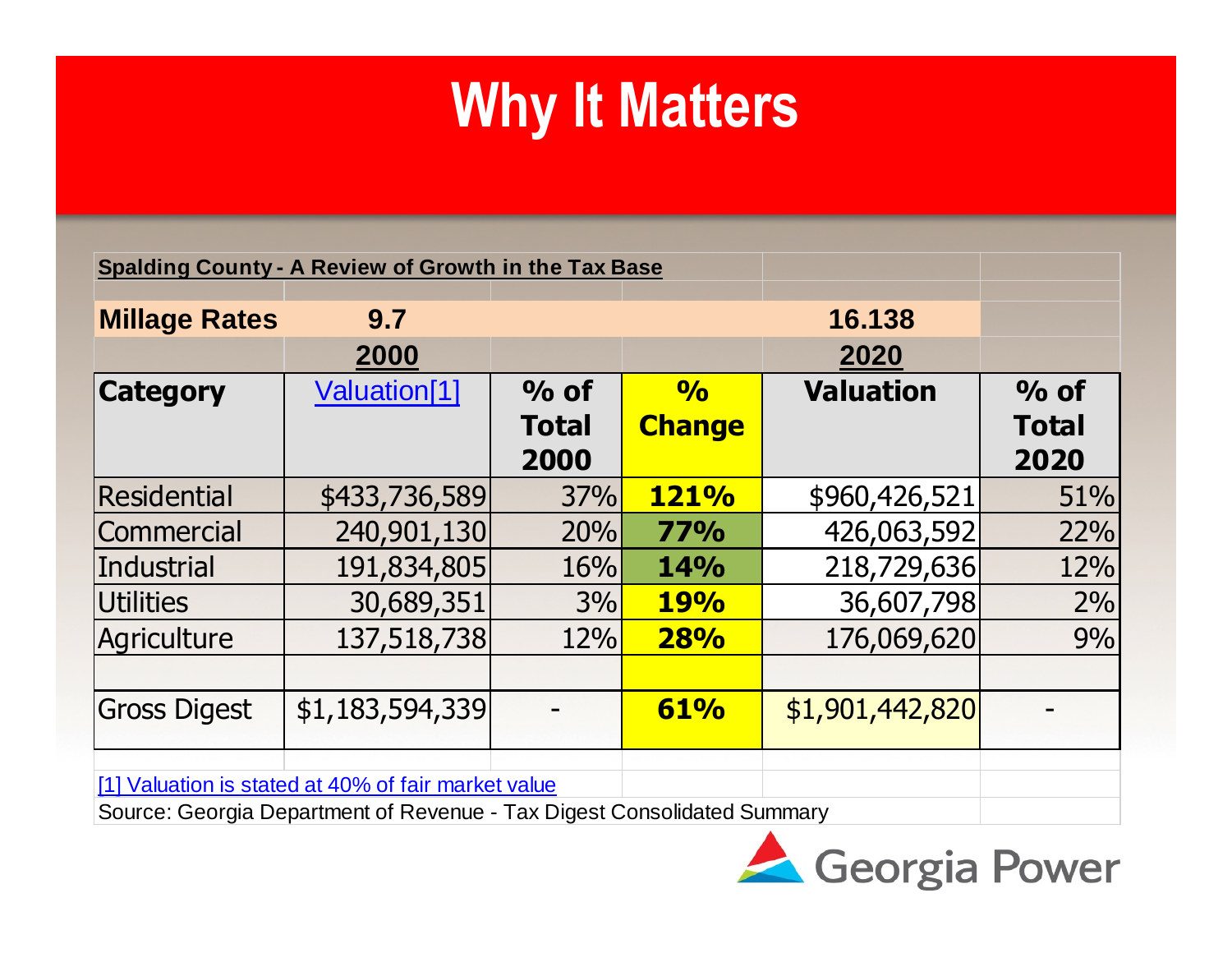# Why It Matters

**Spalding County - A Review of Growth in the Tax Base**

| | | | | | |
|---|---|---|---|---|---|
| **Millage Rates** | **9.7** | | | **16.138** | |
| | **2000** | | | **2020** | |
| **Category** | Valuation[1] | **% of Total 2000** | **% Change** | **Valuation** | **% of Total 2020** |
| Residential | $433,736,589 | 37% | **121%** | $960,426,521 | 51% |
| Commercial | 240,901,130 | 20% | **77%** | 426,063,592 | 22% |
| Industrial | 191,834,805 | 16% | **14%** | 218,729,636 | 12% |
| Utilities | 30,689,351 | 3% | **19%** | 36,607,798 | 2% |
| Agriculture | 137,518,738 | 12% | **28%** | 176,069,620 | 9% |
| | | | | | |
| Gross Digest | $1,183,594,339 | - | **61%** | $1,901,442,820 | - |

[1] Valuation is stated at 40% of fair market value

Source: Georgia Department of Revenue - Tax Digest Consolidated Summary

Georgia Power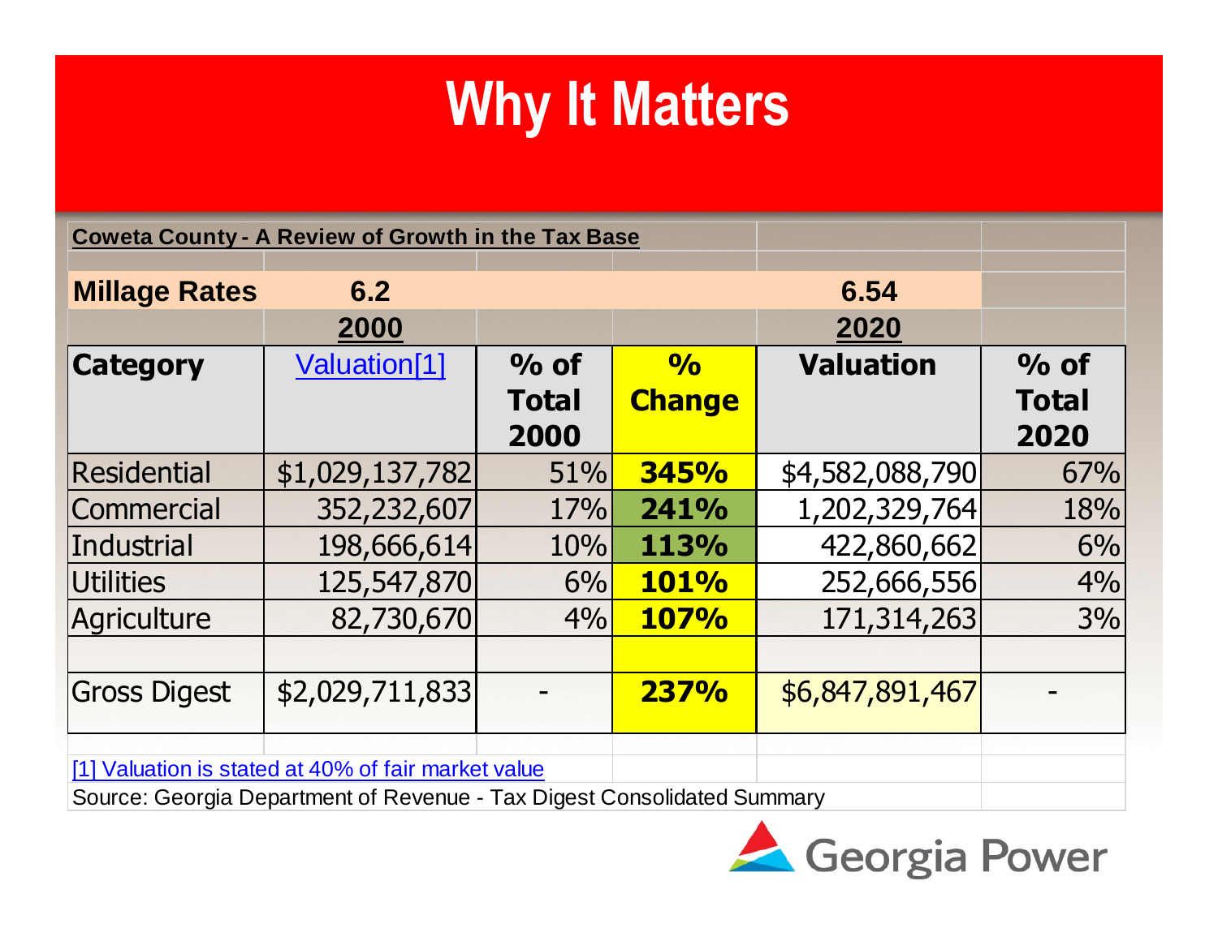# Why It Matters

**Coweta County - A Review of Growth in the Tax Base**

| | 2000 | | | 2020 | |
|---|---|---|---|---|---|
| **Millage Rates** | **6.2** | | | **6.54** | |
| **Category** | **Valuation[1]** | **% of Total 2000** | **% Change** | **Valuation** | **% of Total 2020** |
| Residential | $1,029,137,782 | 51% | **345%** | $4,582,088,790 | 67% |
| Commercial | 352,232,607 | 17% | **241%** | 1,202,329,764 | 18% |
| Industrial | 198,666,614 | 10% | **113%** | 422,860,662 | 6% |
| Utilities | 125,547,870 | 6% | **101%** | 252,666,556 | 4% |
| Agriculture | 82,730,670 | 4% | **107%** | 171,314,263 | 3% |
| | | | | | |
| Gross Digest | $2,029,711,833 | - | **237%** | $6,847,891,467 | - |

[1] Valuation is stated at 40% of fair market value

Source: Georgia Department of Revenue - Tax Digest Consolidated Summary

Georgia Power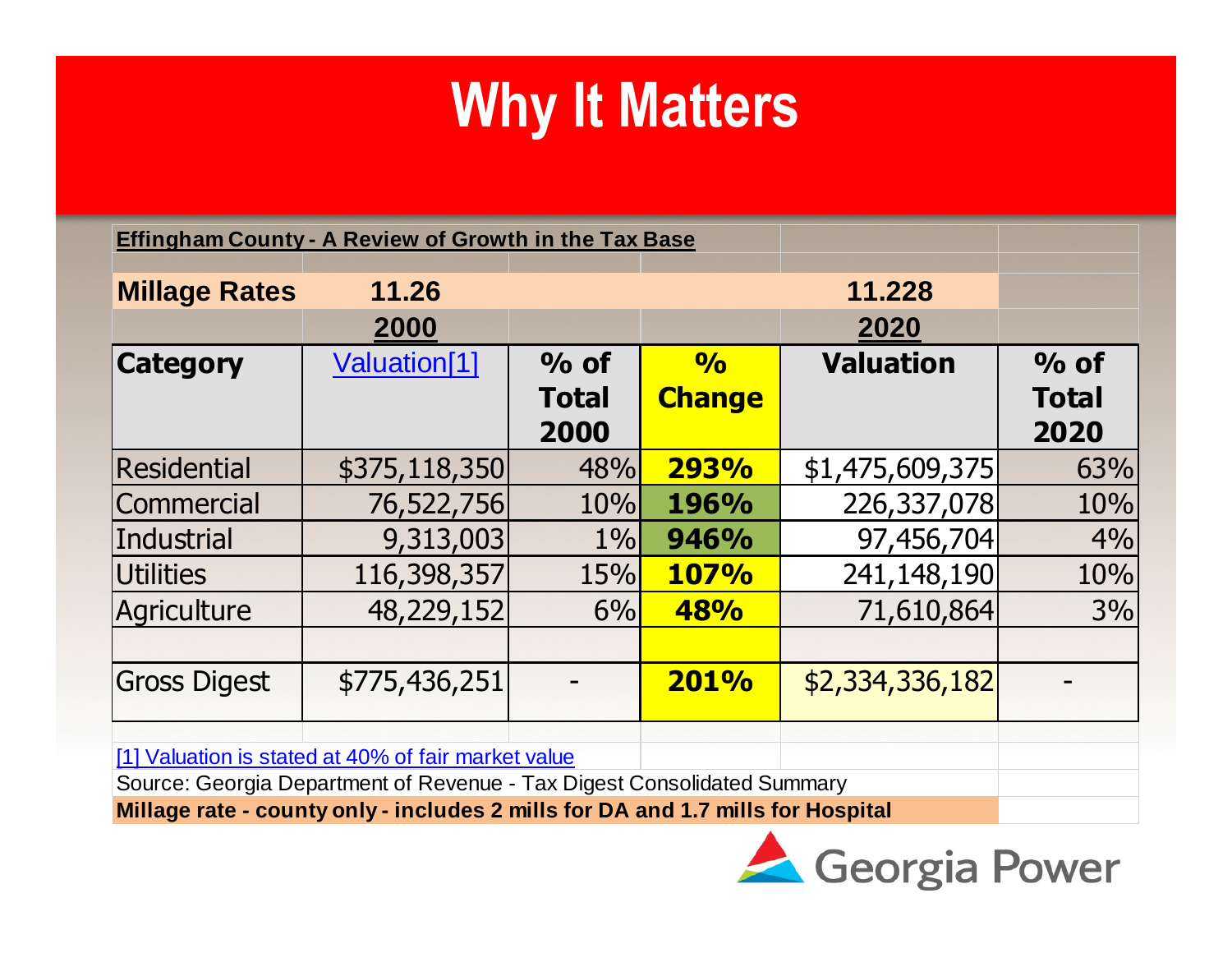# Why It Matters

| **Effingham County - A Review of Growth in the Tax Base** | | | | | |
|---|---|---|---|---|---|
| **Millage Rates** | **11.26** | | | **11.228** | |
| | **2000** | | | **2020** | |
| **Category** | Valuation[1] | **% of Total 2000** | **% Change** | **Valuation** | **% of Total 2020** |
| Residential | $375,118,350 | 48% | **293%** | $1,475,609,375 | 63% |
| Commercial | 76,522,756 | 10% | **196%** | 226,337,078 | 10% |
| Industrial | 9,313,003 | 1% | **946%** | 97,456,704 | 4% |
| Utilities | 116,398,357 | 15% | **107%** | 241,148,190 | 10% |
| Agriculture | 48,229,152 | 6% | **48%** | 71,610,864 | 3% |
| | | | | | |
| Gross Digest | $775,436,251 | - | **201%** | $2,334,336,182 | - |

[1] Valuation is stated at 40% of fair market value

Source: Georgia Department of Revenue - Tax Digest Consolidated Summary

**Millage rate - county only - includes 2 mills for DA and 1.7 mills for Hospital**

Georgia Power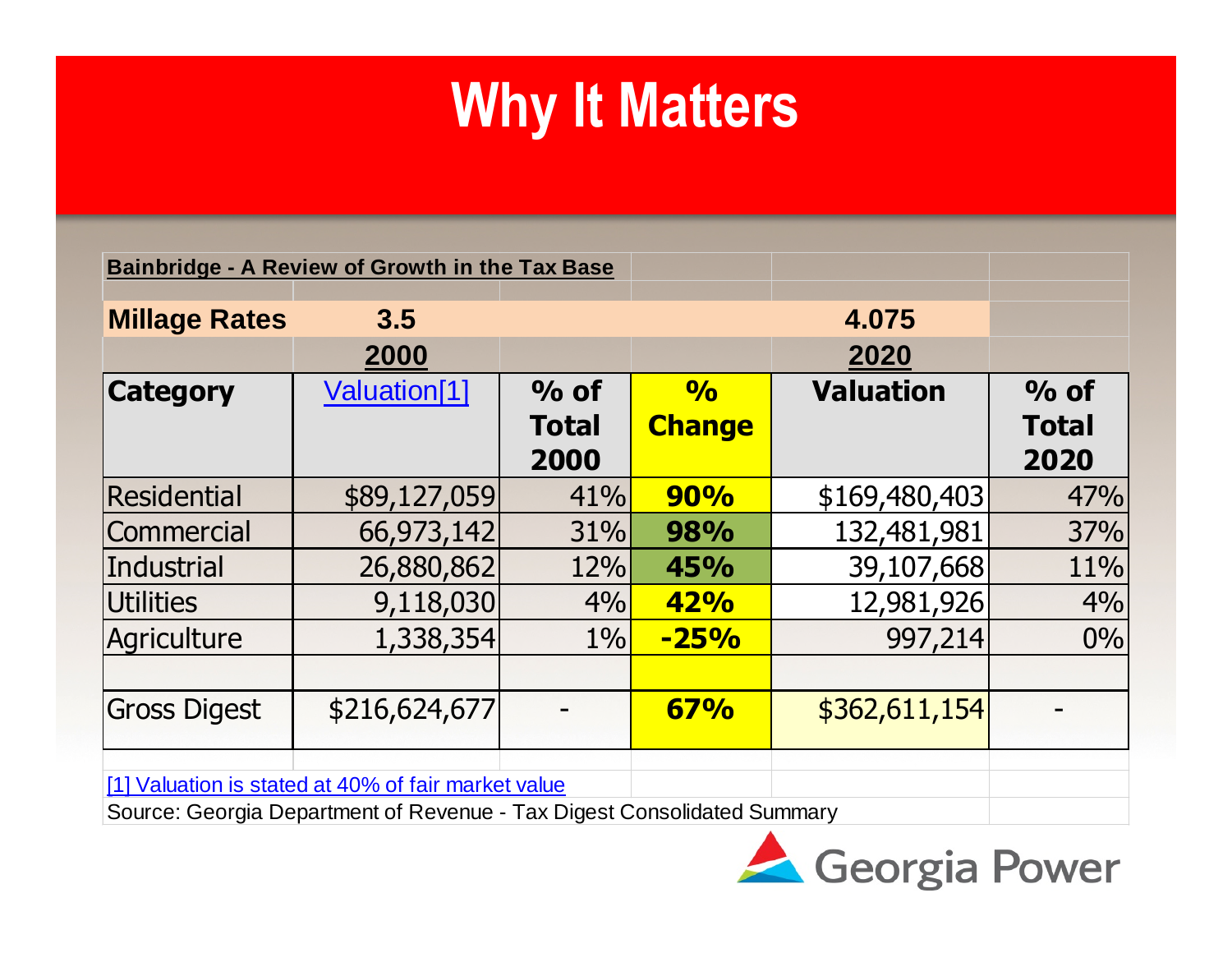# Why It Matters

**Bainbridge - A Review of Growth in the Tax Base**

| **Millage Rates** | **3.5** | | | **4.075** | |
|---|---|---|---|---|---|
| | **2000** | | | **2020** | |
| **Category** | Valuation[1] | **% of Total 2000** | **% Change** | **Valuation** | **% of Total 2020** |
| Residential | $89,127,059 | 41% | **90%** | $169,480,403 | 47% |
| Commercial | 66,973,142 | 31% | **98%** | 132,481,981 | 37% |
| Industrial | 26,880,862 | 12% | **45%** | 39,107,668 | 11% |
| Utilities | 9,118,030 | 4% | **42%** | 12,981,926 | 4% |
| Agriculture | 1,338,354 | 1% | **-25%** | 997,214 | 0% |
| | | | | | |
| Gross Digest | $216,624,677 | - | **67%** | $362,611,154 | - |

[1] Valuation is stated at 40% of fair market value

Source: Georgia Department of Revenue - Tax Digest Consolidated Summary

Georgia Power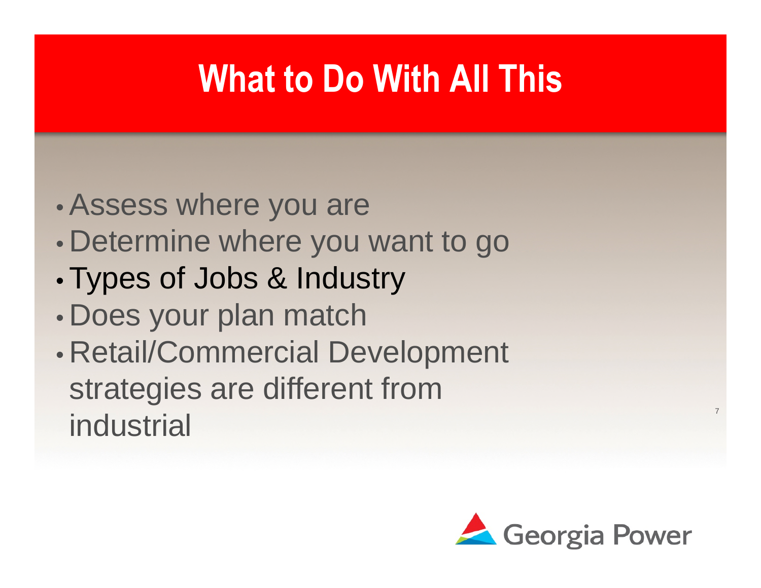# What to Do With All This

- Assess where you are
- Determine where you want to go
- Types of Jobs & Industry
- Does your plan match
- Retail/Commercial Development strategies are different from industrial

Georgia Power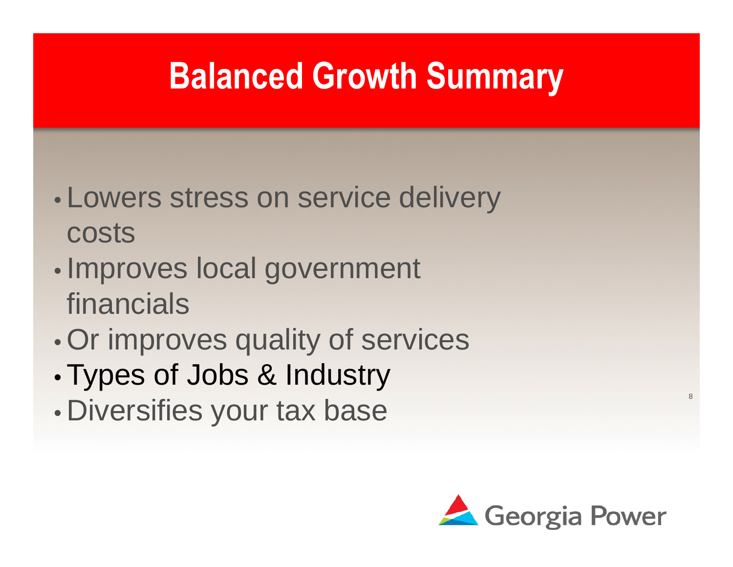# Balanced Growth Summary

- Lowers stress on service delivery costs
- Improves local government financials
- Or improves quality of services
- Types of Jobs & Industry
- Diversifies your tax base

Georgia Power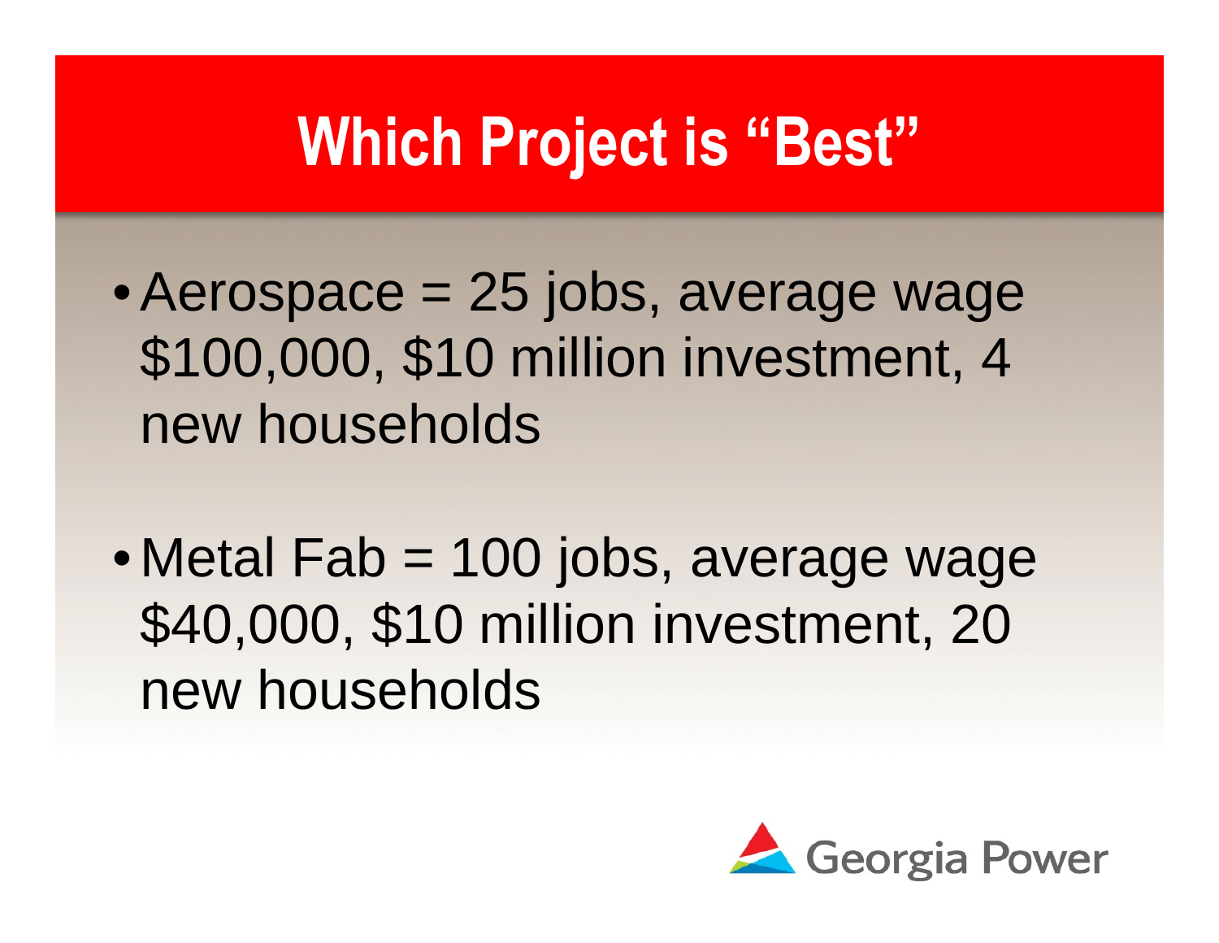# Which Project is "Best"

- Aerospace = 25 jobs, average wage $100,000, $10 million investment, 4 new households

- Metal Fab = 100 jobs, average wage $40,000, $10 million investment, 20 new households

Georgia Power